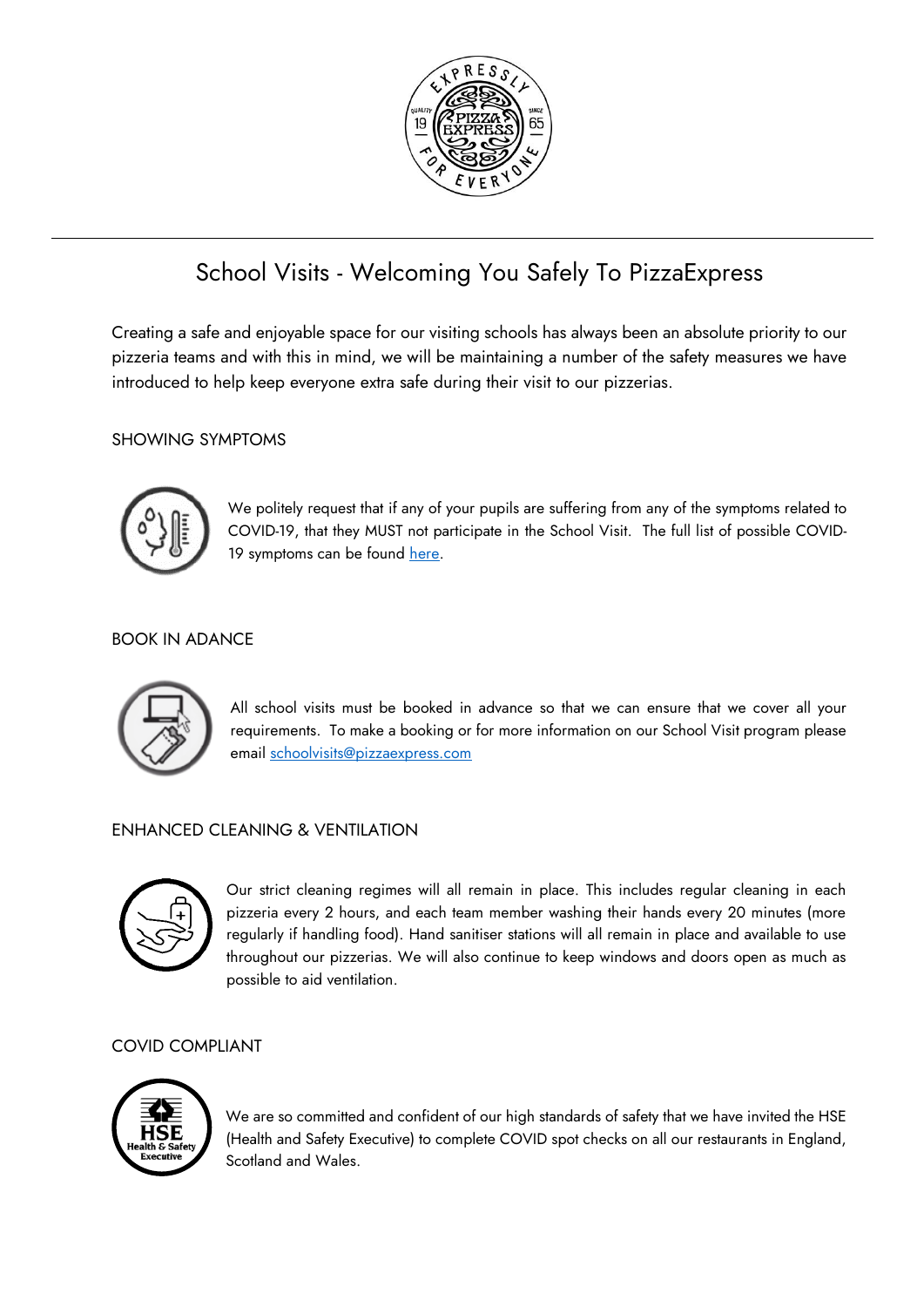# School Visits - Welcoming You Safely To PizzaExpress

Creating a safe and enjoyable space for our visiting schools has always been an absolute priority to our pizzeria teams and with this in mind, we will be maintaining a number of the safety measures we have introduced to help keep everyone extra safe during their visit to our pizzerias.

## SHOWING SYMPTOMS

We politely request that if any of your pupils are suffering from any of the symptoms related to COVID-19, that they MUST not participate in the School Visit. The full list of possible COVID-19 symptoms can be found here.

## BOOK IN ADANCE

All school visits must be booked in advance so that we can ensure that we cover all your requirements. To make a booking or for more information on our School Visit program please email schoolvisits@pizzaexpress.com

## ENHANCED CLEANING & VENTILATION

Our strict cleaning regimes will all remain in place. This includes regular cleaning in each pizzeria every 2 hours, and each team member washing their hands every 20 minutes (more regularly if handling food). Hand sanitiser stations will all remain in place and available to use throughout our pizzerias. We will also continue to keep windows and doors open as much as possible to aid ventilation.

## COVID COMPLIANT

We are so committed and confident of our high standards of safety that we have invited the HSE (Health and Safety Executive) to complete COVID spot checks on all our restaurants in England, Scotland and Wales.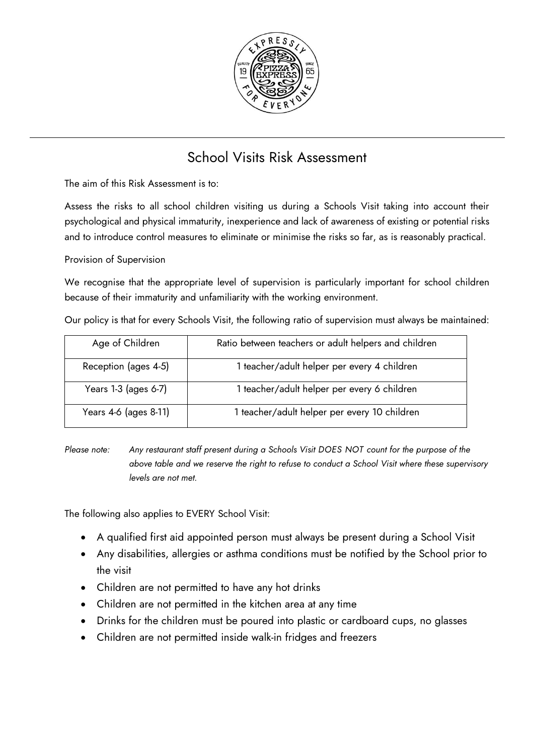# School Visits Risk Assessment

The aim of this Risk Assessment is to:

Assess the risks to all school children visiting us during a Schools Visit taking into account their psychological and physical immaturity, inexperience and lack of awareness of existing or potential risks and to introduce control measures to eliminate or minimise the risks so far, as is reasonably practical.

Provision of Supervision

We recognise that the appropriate level of supervision is particularly important for school children because of their immaturity and unfamiliarity with the working environment.

Our policy is that for every Schools Visit, the following ratio of supervision must always be maintained:

| Age of Children | Ratio between teachers or adult helpers and children |
| --- | --- |
| Reception (ages 4-5) | 1 teacher/adult helper per every 4 children |
| Years 1-3 (ages 6-7) | 1 teacher/adult helper per every 6 children |
| Years 4-6 (ages 8-11) | 1 teacher/adult helper per every 10 children |

*Please note: Any restaurant staff present during a Schools Visit DOES NOT count for the purpose of the above table and we reserve the right to refuse to conduct a School Visit where these supervisory levels are not met.*

The following also applies to EVERY School Visit:

- A qualified first aid appointed person must always be present during a School Visit
- Any disabilities, allergies or asthma conditions must be notified by the School prior to the visit
- Children are not permitted to have any hot drinks
- Children are not permitted in the kitchen area at any time
- Drinks for the children must be poured into plastic or cardboard cups, no glasses
- Children are not permitted inside walk-in fridges and freezers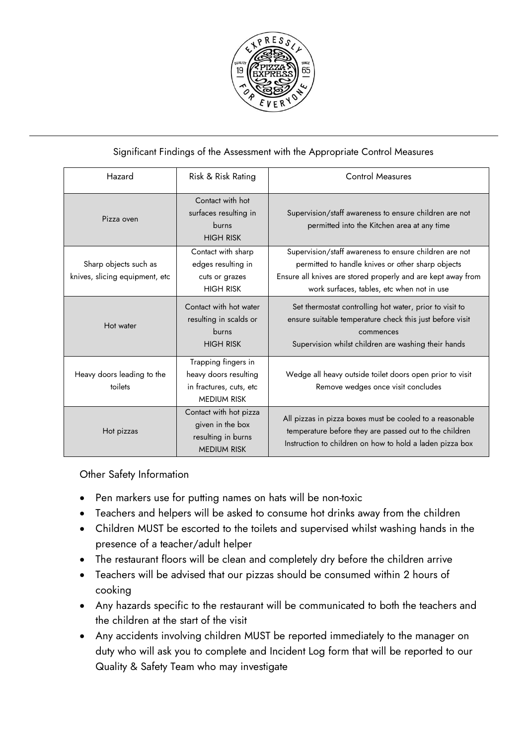Significant Findings of the Assessment with the Appropriate Control Measures

| Hazard | Risk & Risk Rating | Control Measures |
| --- | --- | --- |
| Pizza oven | Contact with hot surfaces resulting in burns HIGH RISK | Supervision/staff awareness to ensure children are not permitted into the Kitchen area at any time |
| Sharp objects such as knives, slicing equipment, etc | Contact with sharp edges resulting in cuts or grazes HIGH RISK | Supervision/staff awareness to ensure children are not permitted to handle knives or other sharp objects<br>Ensure all knives are stored properly and are kept away from work surfaces, tables, etc when not in use |
| Hot water | Contact with hot water resulting in scalds or burns HIGH RISK | Set thermostat controlling hot water, prior to visit to ensure suitable temperature check this just before visit commences<br>Supervision whilst children are washing their hands |
| Heavy doors leading to the toilets | Trapping fingers in heavy doors resulting in fractures, cuts, etc MEDIUM RISK | Wedge all heavy outside toilet doors open prior to visit<br>Remove wedges once visit concludes |
| Hot pizzas | Contact with hot pizza given in the box resulting in burns MEDIUM RISK | All pizzas in pizza boxes must be cooled to a reasonable temperature before they are passed out to the children<br>Instruction to children on how to hold a laden pizza box |

Other Safety Information

- Pen markers use for putting names on hats will be non-toxic
- Teachers and helpers will be asked to consume hot drinks away from the children
- Children MUST be escorted to the toilets and supervised whilst washing hands in the presence of a teacher/adult helper
- The restaurant floors will be clean and completely dry before the children arrive
- Teachers will be advised that our pizzas should be consumed within 2 hours of cooking
- Any hazards specific to the restaurant will be communicated to both the teachers and the children at the start of the visit
- Any accidents involving children MUST be reported immediately to the manager on duty who will ask you to complete and Incident Log form that will be reported to our Quality & Safety Team who may investigate